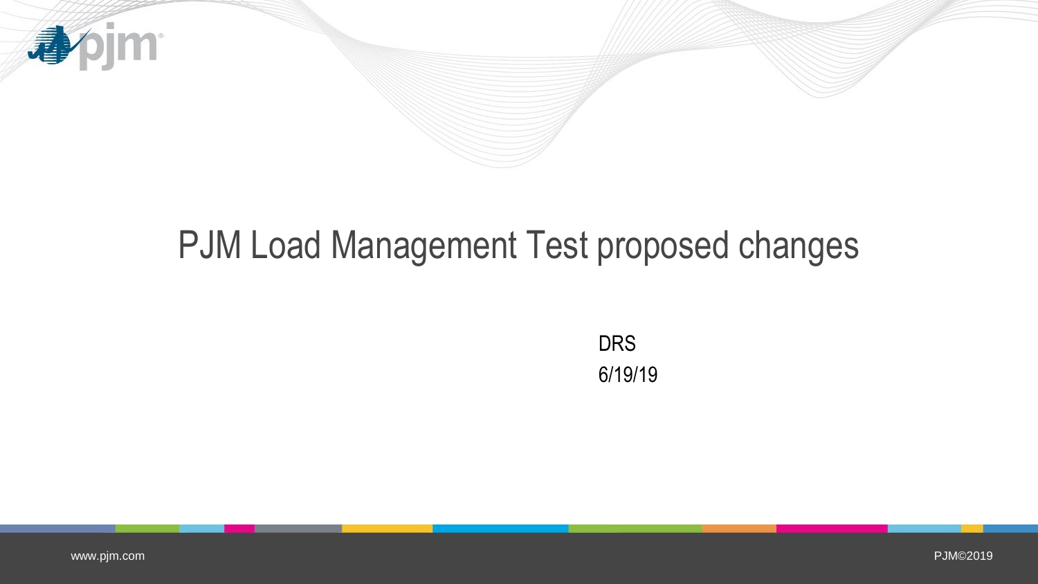# PJM Load Management Test proposed changes

DRS

6/19/19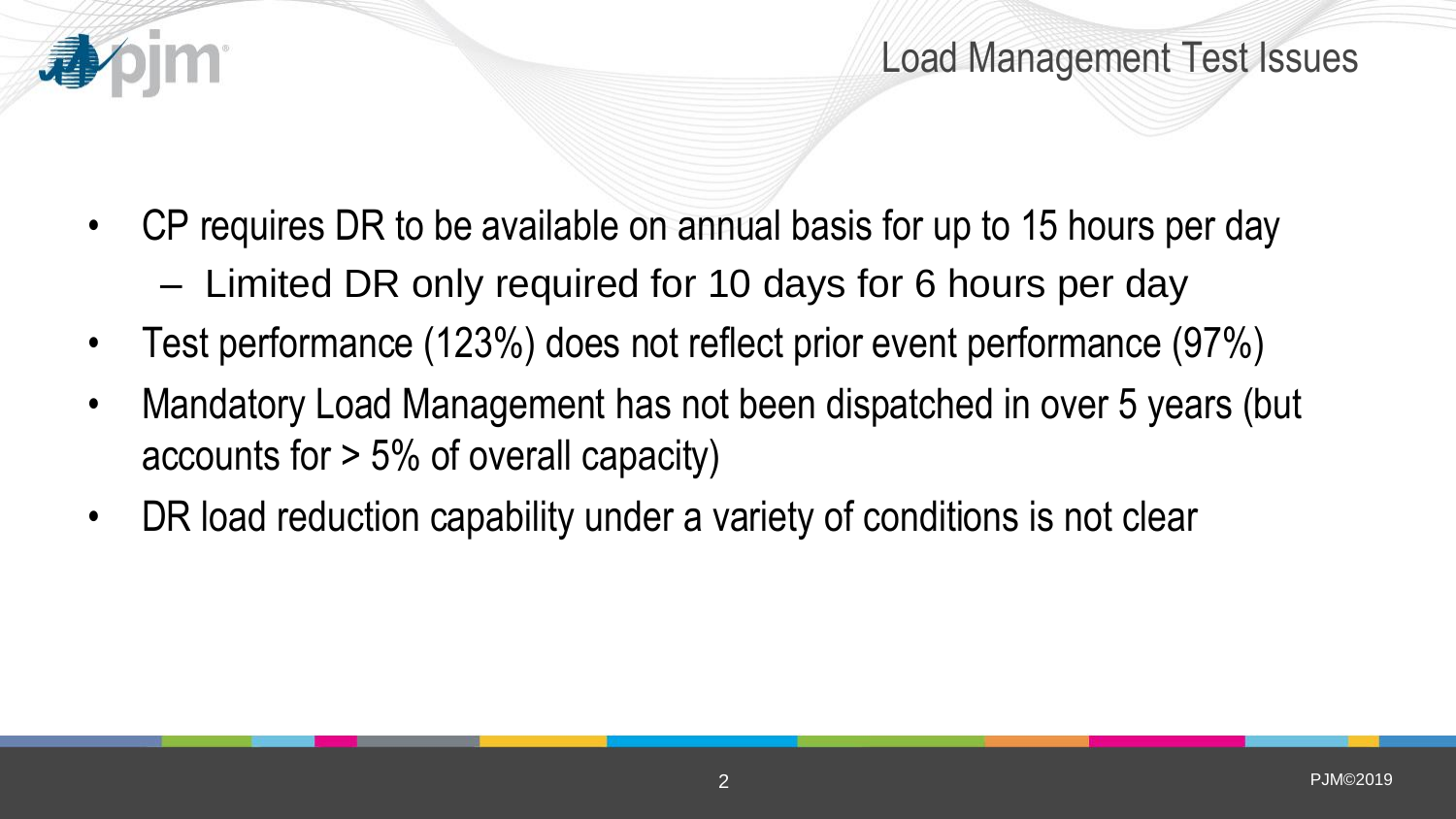## Load Management Test Issues

- CP requires DR to be available on annual basis for up to 15 hours per day
  - Limited DR only required for 10 days for 6 hours per day
- Test performance (123%) does not reflect prior event performance (97%)
- Mandatory Load Management has not been dispatched in over 5 years (but accounts for > 5% of overall capacity)
- DR load reduction capability under a variety of conditions is not clear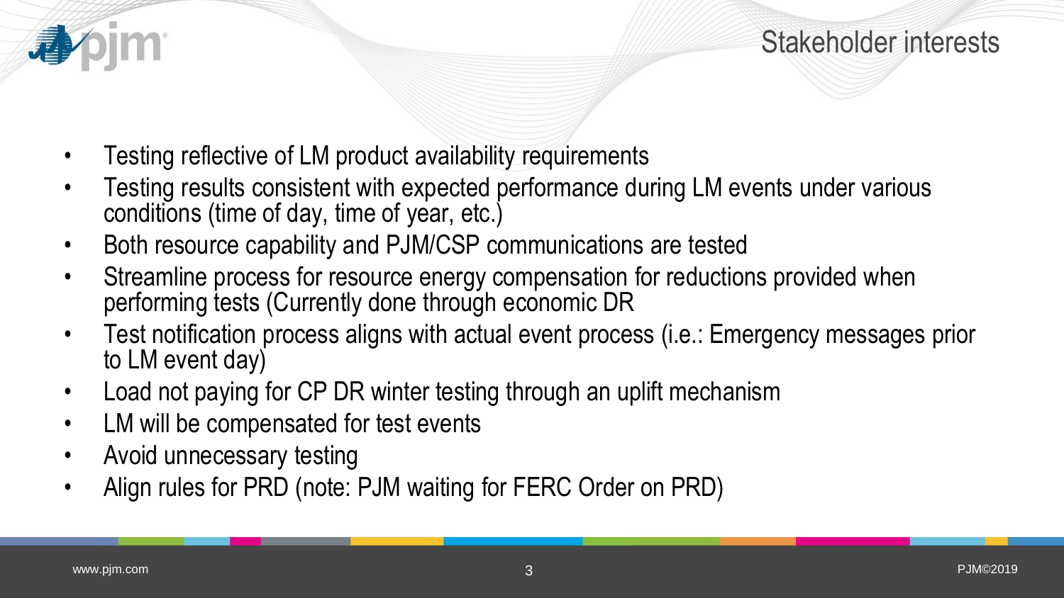# Stakeholder interests

- Testing reflective of LM product availability requirements
- Testing results consistent with expected performance during LM events under various conditions (time of day, time of year, etc.)
- Both resource capability and PJM/CSP communications are tested
- Streamline process for resource energy compensation for reductions provided when performing tests (Currently done through economic DR
- Test notification process aligns with actual event process (i.e.: Emergency messages prior to LM event day)
- Load not paying for CP DR winter testing through an uplift mechanism
- LM will be compensated for test events
- Avoid unnecessary testing
- Align rules for PRD (note: PJM waiting for FERC Order on PRD)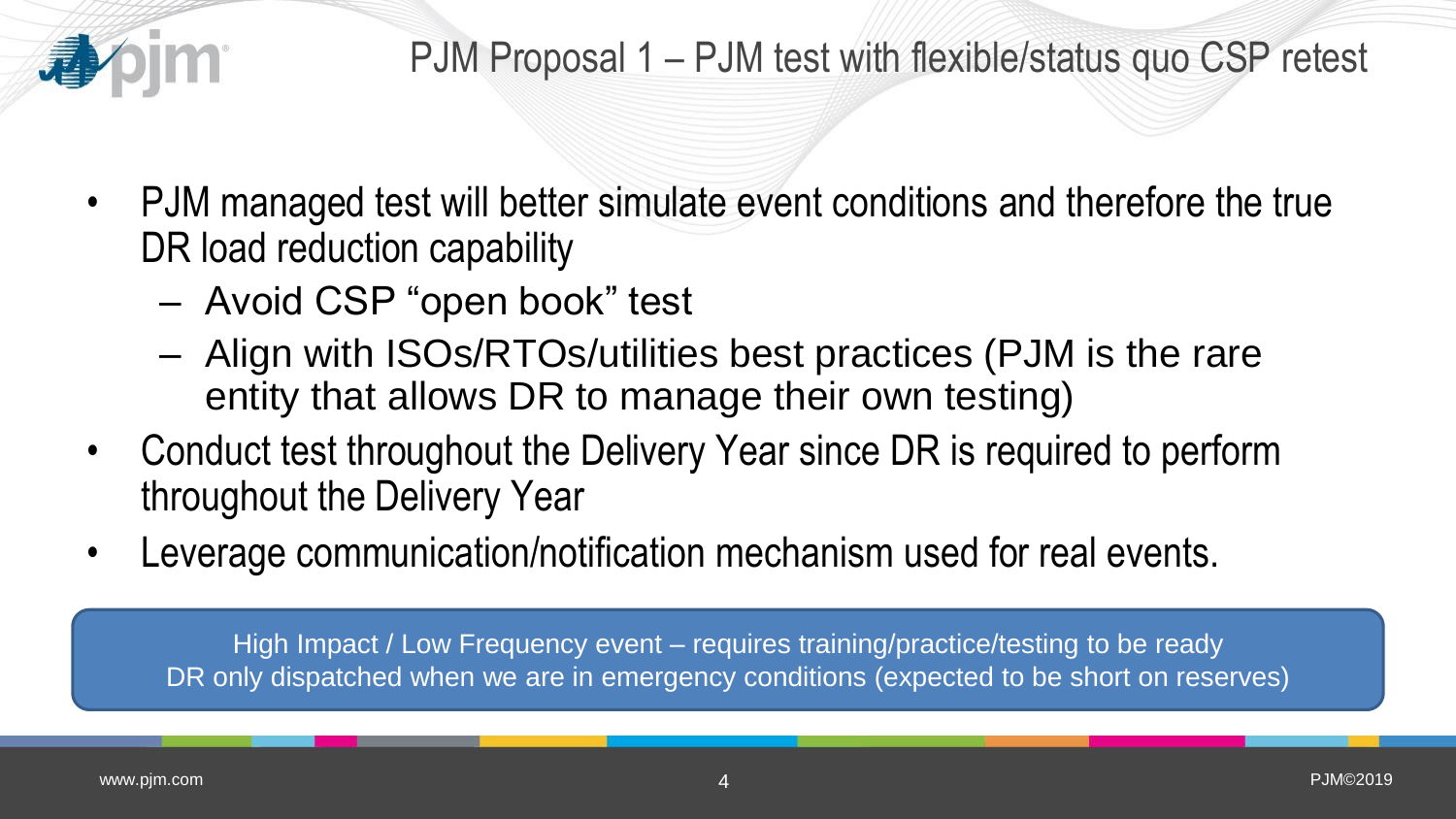# PJM Proposal 1 – PJM test with flexible/status quo CSP retest

- PJM managed test will better simulate event conditions and therefore the true DR load reduction capability
  - Avoid CSP "open book" test
  - Align with ISOs/RTOs/utilities best practices (PJM is the rare entity that allows DR to manage their own testing)
- Conduct test throughout the Delivery Year since DR is required to perform throughout the Delivery Year
- Leverage communication/notification mechanism used for real events.

High Impact / Low Frequency event – requires training/practice/testing to be ready
DR only dispatched when we are in emergency conditions (expected to be short on reserves)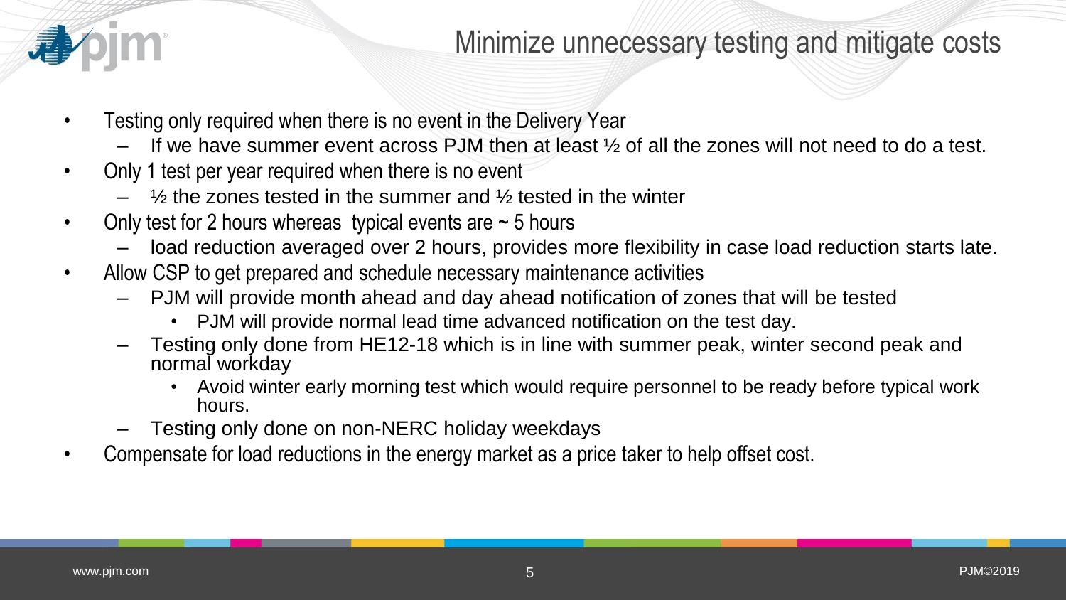# Minimize unnecessary testing and mitigate costs

- Testing only required when there is no event in the Delivery Year
  - If we have summer event across PJM then at least ½ of all the zones will not need to do a test.
- Only 1 test per year required when there is no event
  - ½ the zones tested in the summer and ½ tested in the winter
- Only test for 2 hours whereas typical events are ~ 5 hours
  - load reduction averaged over 2 hours, provides more flexibility in case load reduction starts late.
- Allow CSP to get prepared and schedule necessary maintenance activities
  - PJM will provide month ahead and day ahead notification of zones that will be tested
    - PJM will provide normal lead time advanced notification on the test day.
  - Testing only done from HE12-18 which is in line with summer peak, winter second peak and normal workday
    - Avoid winter early morning test which would require personnel to be ready before typical work hours.
  - Testing only done on non-NERC holiday weekdays
- Compensate for load reductions in the energy market as a price taker to help offset cost.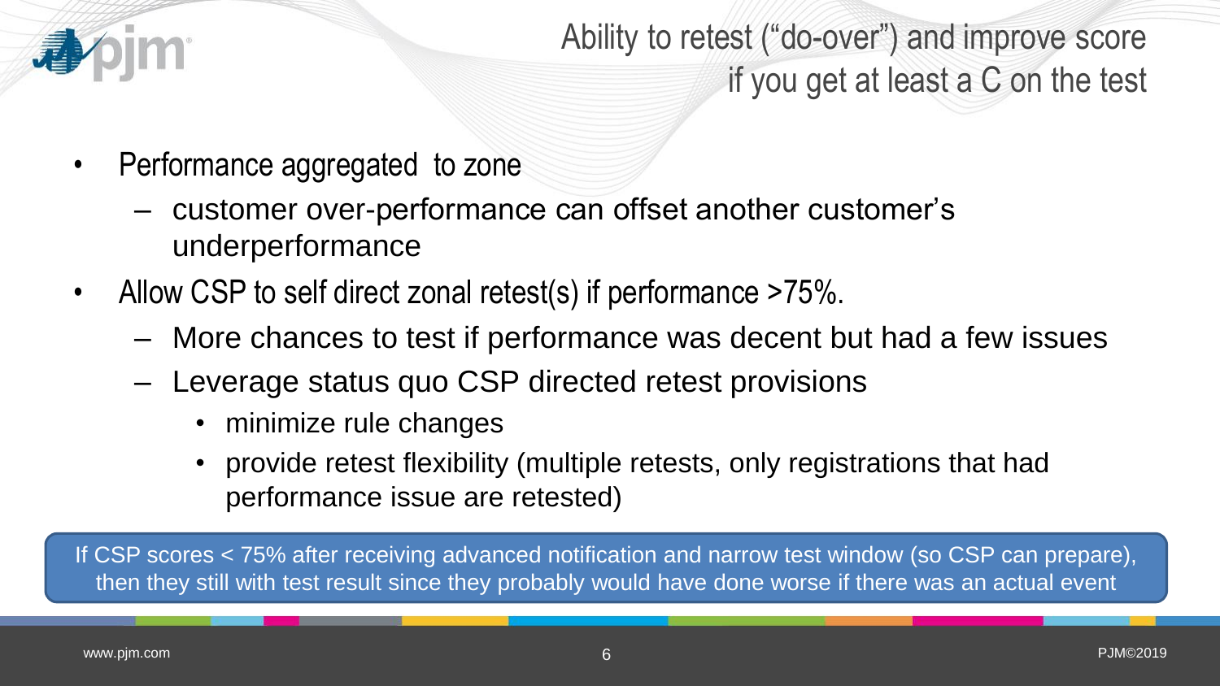# Ability to retest ("do-over") and improve score if you get at least a C on the test

- Performance aggregated to zone
  - customer over-performance can offset another customer's underperformance
- Allow CSP to self direct zonal retest(s) if performance >75%.
  - More chances to test if performance was decent but had a few issues
  - Leverage status quo CSP directed retest provisions
    - minimize rule changes
    - provide retest flexibility (multiple retests, only registrations that had performance issue are retested)

If CSP scores < 75% after receiving advanced notification and narrow test window (so CSP can prepare), then they still with test result since they probably would have done worse if there was an actual event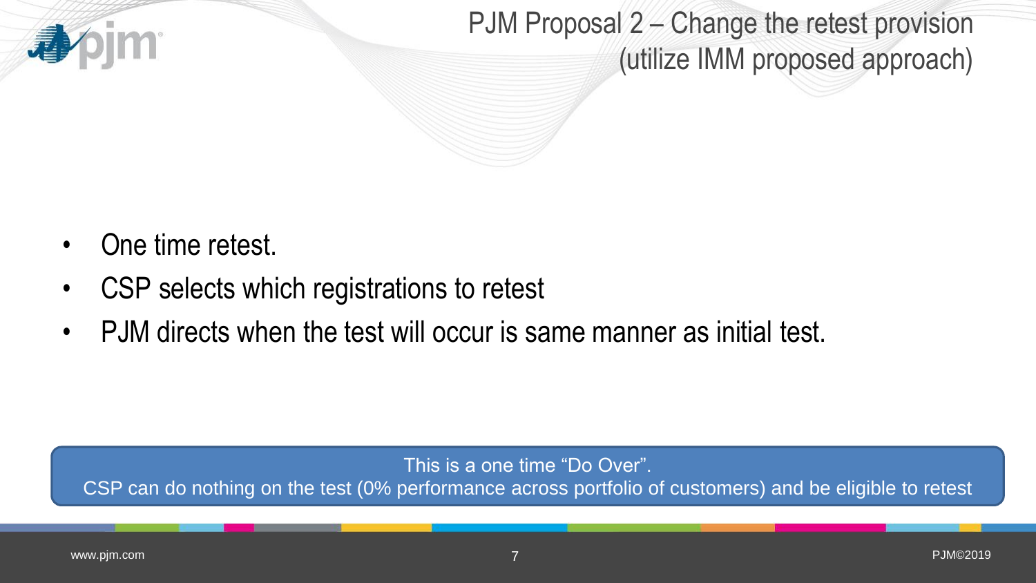# PJM Proposal 2 – Change the retest provision (utilize IMM proposed approach)

- One time retest.
- CSP selects which registrations to retest
- PJM directs when the test will occur is same manner as initial test.

This is a one time "Do Over".
CSP can do nothing on the test (0% performance across portfolio of customers) and be eligible to retest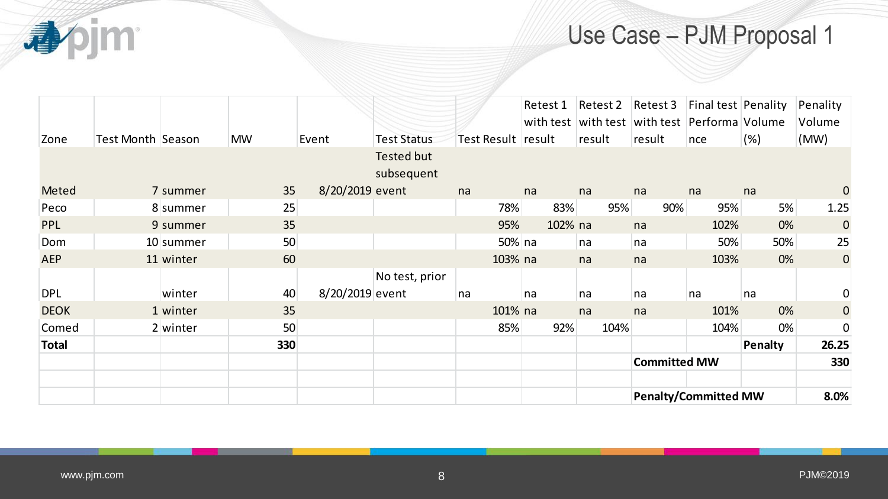# Use Case – PJM Proposal 1

| Zone | Test Month | Season | MW | Event | Test Status | Test Result | Retest 1 with test result | Retest 2 with test result | Retest 3 with test result | Final test Performance | Penality Volume (%) | Penality Volume (MW) |
|---|---|---|---|---|---|---|---|---|---|---|---|---|
| Meted | 7 | summer | 35 | 8/20/2019 | Tested but subsequent event | na | na | na | na | na | na | 0 |
| Peco | 8 | summer | 25 | | | 78% | 83% | 95% | 90% | 95% | 5% | 1.25 |
| PPL | 9 | summer | 35 | | | 95% | 102% | na | na | 102% | 0% | 0 |
| Dom | 10 | summer | 50 | | | 50% | na | na | na | 50% | 50% | 25 |
| AEP | 11 | winter | 60 | | | 103% | na | na | na | 103% | 0% | 0 |
| DPL | | winter | 40 | 8/20/2019 | No test, prior event | na | na | na | na | na | na | 0 |
| DEOK | 1 | winter | 35 | | | 101% | na | na | na | 101% | 0% | 0 |
| Comed | 2 | winter | 50 | | | 85% | 92% | 104% | | 104% | 0% | 0 |
| **Total** | | | **330** | | | | | | | | **Penalty** | **26.25** |
| | | | | | | | | | **Committed MW** | | | **330** |
| | | | | | | | | | | | | |
| | | | | | | | | | **Penalty/Committed MW** | | | **8.0%** |